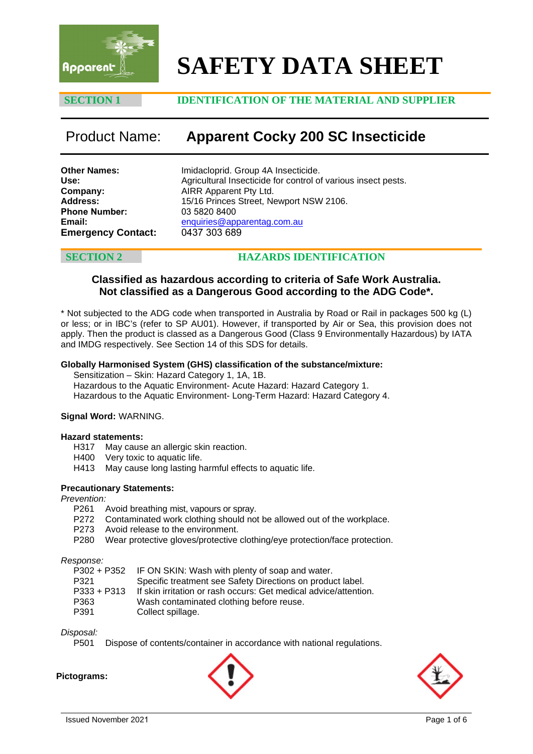# SAFETY DATA SHEET

## SECTION 1 IDENTIFICATION OF THE MATERIAL AND SUPPLIER

**Product Name: Apparent Cocky 200 SC Insecticide**

**Other Names:** Imidacloprid. Group 4A Insecticide.
**Use:** Agricultural Insecticide for control of various insect pests.
**Company:** AIRR Apparent Pty Ltd.
**Address:** 15/16 Princes Street, Newport NSW 2106.
**Phone Number:** 03 5820 8400
**Email:** enquiries@apparentag.com.au
**Emergency Contact:** 0437 303 689

## SECTION 2 HAZARDS IDENTIFICATION

**Classified as hazardous according to criteria of Safe Work Australia.**
**Not classified as a Dangerous Good according to the ADG Code*.**

* Not subjected to the ADG code when transported in Australia by Road or Rail in packages 500 kg (L) or less; or in IBC's (refer to SP AU01). However, if transported by Air or Sea, this provision does not apply. Then the product is classed as a Dangerous Good (Class 9 Environmentally Hazardous) by IATA and IMDG respectively. See Section 14 of this SDS for details.

**Globally Harmonised System (GHS) classification of the substance/mixture:**

Sensitization – Skin: Hazard Category 1, 1A, 1B.
Hazardous to the Aquatic Environment- Acute Hazard: Hazard Category 1.
Hazardous to the Aquatic Environment- Long-Term Hazard: Hazard Category 4.

**Signal Word:** WARNING.

**Hazard statements:**

H317 May cause an allergic skin reaction.
H400 Very toxic to aquatic life.
H413 May cause long lasting harmful effects to aquatic life.

**Precautionary Statements:**

*Prevention:*

P261 Avoid breathing mist, vapours or spray.
P272 Contaminated work clothing should not be allowed out of the workplace.
P273 Avoid release to the environment.
P280 Wear protective gloves/protective clothing/eye protection/face protection.

*Response:*

P302 + P352 IF ON SKIN: Wash with plenty of soap and water.
P321 Specific treatment see Safety Directions on product label.
P333 + P313 If skin irritation or rash occurs: Get medical advice/attention.
P363 Wash contaminated clothing before reuse.
P391 Collect spillage.

*Disposal:*

P501 Dispose of contents/container in accordance with national regulations.

**Pictograms:**

Issued November 2021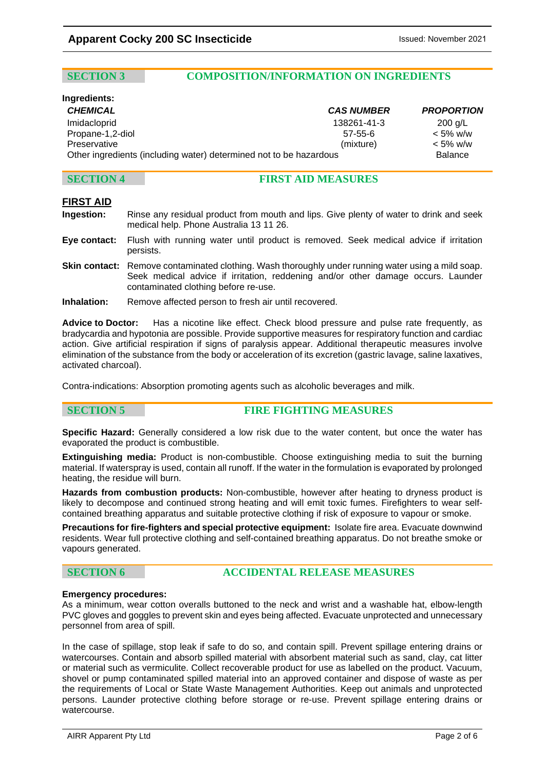## SECTION 3 COMPOSITION/INFORMATION ON INGREDIENTS

**Ingredients:**

| *CHEMICAL* | *CAS NUMBER* | *PROPORTION* |
|---|---|---|
| Imidacloprid | 138261-41-3 | 200 g/L |
| Propane-1,2-diol | 57-55-6 | < 5% w/w |
| Preservative | (mixture) | < 5% w/w |
| Other ingredients (including water) determined not to be hazardous | | Balance |

## SECTION 4 FIRST AID MEASURES

### FIRST AID

**Ingestion:** Rinse any residual product from mouth and lips. Give plenty of water to drink and seek medical help. Phone Australia 13 11 26.

**Eye contact:** Flush with running water until product is removed. Seek medical advice if irritation persists.

**Skin contact:** Remove contaminated clothing. Wash thoroughly under running water using a mild soap. Seek medical advice if irritation, reddening and/or other damage occurs. Launder contaminated clothing before re-use.

**Inhalation:** Remove affected person to fresh air until recovered.

**Advice to Doctor:** Has a nicotine like effect. Check blood pressure and pulse rate frequently, as bradycardia and hypotonia are possible. Provide supportive measures for respiratory function and cardiac action. Give artificial respiration if signs of paralysis appear. Additional therapeutic measures involve elimination of the substance from the body or acceleration of its excretion (gastric lavage, saline laxatives, activated charcoal).

Contra-indications: Absorption promoting agents such as alcoholic beverages and milk.

## SECTION 5 FIRE FIGHTING MEASURES

**Specific Hazard:** Generally considered a low risk due to the water content, but once the water has evaporated the product is combustible.

**Extinguishing media:** Product is non-combustible. Choose extinguishing media to suit the burning material. If waterspray is used, contain all runoff. If the water in the formulation is evaporated by prolonged heating, the residue will burn.

**Hazards from combustion products:** Non-combustible, however after heating to dryness product is likely to decompose and continued strong heating and will emit toxic fumes. Firefighters to wear self-contained breathing apparatus and suitable protective clothing if risk of exposure to vapour or smoke.

**Precautions for fire-fighters and special protective equipment:** Isolate fire area. Evacuate downwind residents. Wear full protective clothing and self-contained breathing apparatus. Do not breathe smoke or vapours generated.

## SECTION 6 ACCIDENTAL RELEASE MEASURES

**Emergency procedures:**
As a minimum, wear cotton overalls buttoned to the neck and wrist and a washable hat, elbow-length PVC gloves and goggles to prevent skin and eyes being affected. Evacuate unprotected and unnecessary personnel from area of spill.

In the case of spillage, stop leak if safe to do so, and contain spill. Prevent spillage entering drains or watercourses. Contain and absorb spilled material with absorbent material such as sand, clay, cat litter or material such as vermiculite. Collect recoverable product for use as labelled on the product. Vacuum, shovel or pump contaminated spilled material into an approved container and dispose of waste as per the requirements of Local or State Waste Management Authorities. Keep out animals and unprotected persons. Launder protective clothing before storage or re-use. Prevent spillage entering drains or watercourse.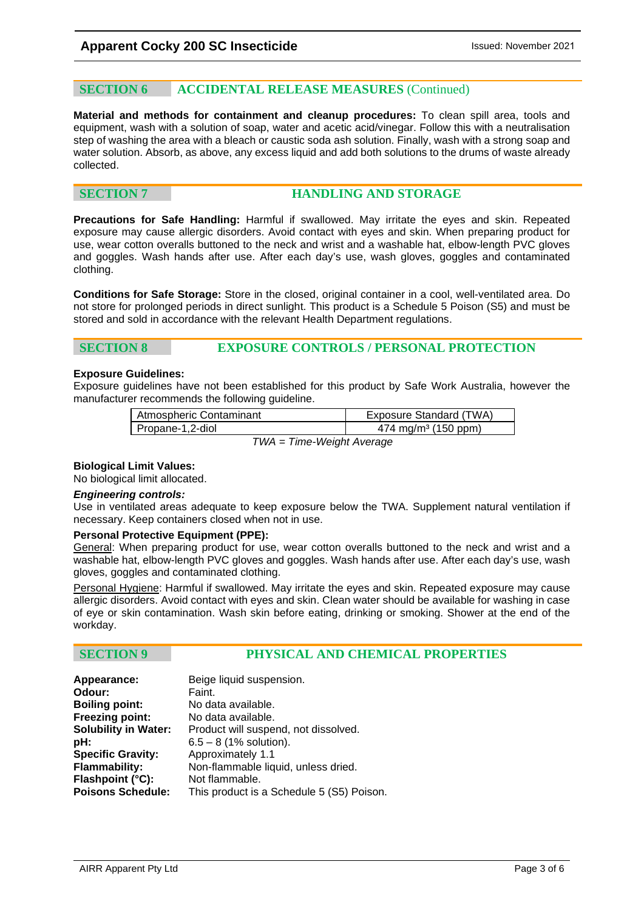## SECTION 6 ACCIDENTAL RELEASE MEASURES (Continued)

**Material and methods for containment and cleanup procedures:** To clean spill area, tools and equipment, wash with a solution of soap, water and acetic acid/vinegar. Follow this with a neutralisation step of washing the area with a bleach or caustic soda ash solution. Finally, wash with a strong soap and water solution. Absorb, as above, any excess liquid and add both solutions to the drums of waste already collected.

## SECTION 7 HANDLING AND STORAGE

**Precautions for Safe Handling:** Harmful if swallowed. May irritate the eyes and skin. Repeated exposure may cause allergic disorders. Avoid contact with eyes and skin. When preparing product for use, wear cotton overalls buttoned to the neck and wrist and a washable hat, elbow-length PVC gloves and goggles. Wash hands after use. After each day's use, wash gloves, goggles and contaminated clothing.

**Conditions for Safe Storage:** Store in the closed, original container in a cool, well-ventilated area. Do not store for prolonged periods in direct sunlight. This product is a Schedule 5 Poison (S5) and must be stored and sold in accordance with the relevant Health Department regulations.

## SECTION 8 EXPOSURE CONTROLS / PERSONAL PROTECTION

**Exposure Guidelines:**
Exposure guidelines have not been established for this product by Safe Work Australia, however the manufacturer recommends the following guideline.

| Atmospheric Contaminant | Exposure Standard (TWA) |
|---|---|
| Propane-1,2-diol | 474 mg/m³ (150 ppm) |

*TWA = Time-Weight Average*

**Biological Limit Values:**
No biological limit allocated.

***Engineering controls:***
Use in ventilated areas adequate to keep exposure below the TWA. Supplement natural ventilation if necessary. Keep containers closed when not in use.

**Personal Protective Equipment (PPE):**
General: When preparing product for use, wear cotton overalls buttoned to the neck and wrist and a washable hat, elbow-length PVC gloves and goggles. Wash hands after use. After each day's use, wash gloves, goggles and contaminated clothing.

Personal Hygiene: Harmful if swallowed. May irritate the eyes and skin. Repeated exposure may cause allergic disorders. Avoid contact with eyes and skin. Clean water should be available for washing in case of eye or skin contamination. Wash skin before eating, drinking or smoking. Shower at the end of the workday.

## SECTION 9 PHYSICAL AND CHEMICAL PROPERTIES

**Appearance:** Beige liquid suspension.
**Odour:** Faint.
**Boiling point:** No data available.
**Freezing point:** No data available.
**Solubility in Water:** Product will suspend, not dissolved.
**pH:** 6.5 – 8 (1% solution).
**Specific Gravity:** Approximately 1.1
**Flammability:** Non-flammable liquid, unless dried.
**Flashpoint (°C):** Not flammable.
**Poisons Schedule:** This product is a Schedule 5 (S5) Poison.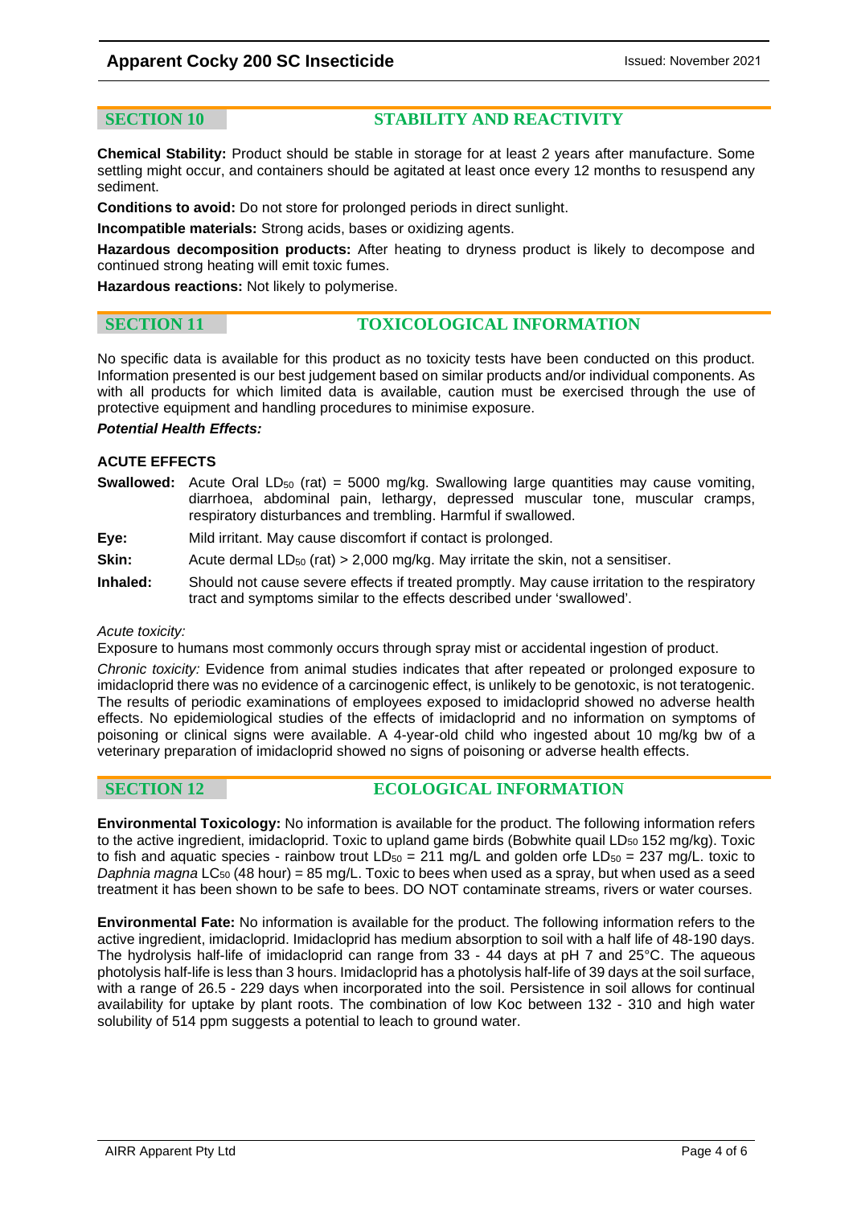## SECTION 10 STABILITY AND REACTIVITY

**Chemical Stability:** Product should be stable in storage for at least 2 years after manufacture. Some settling might occur, and containers should be agitated at least once every 12 months to resuspend any sediment.

**Conditions to avoid:** Do not store for prolonged periods in direct sunlight.

**Incompatible materials:** Strong acids, bases or oxidizing agents.

**Hazardous decomposition products:** After heating to dryness product is likely to decompose and continued strong heating will emit toxic fumes.

**Hazardous reactions:** Not likely to polymerise.

## SECTION 11 TOXICOLOGICAL INFORMATION

No specific data is available for this product as no toxicity tests have been conducted on this product. Information presented is our best judgement based on similar products and/or individual components. As with all products for which limited data is available, caution must be exercised through the use of protective equipment and handling procedures to minimise exposure.

***Potential Health Effects:***

**ACUTE EFFECTS**

**Swallowed:** Acute Oral $LD_{50}$ (rat) = 5000 mg/kg. Swallowing large quantities may cause vomiting, diarrhoea, abdominal pain, lethargy, depressed muscular tone, muscular cramps, respiratory disturbances and trembling. Harmful if swallowed.

**Eye:** Mild irritant. May cause discomfort if contact is prolonged.

**Skin:** Acute dermal $LD_{50}$ (rat) > 2,000 mg/kg. May irritate the skin, not a sensitiser.

**Inhaled:** Should not cause severe effects if treated promptly. May cause irritation to the respiratory tract and symptoms similar to the effects described under 'swallowed'.

*Acute toxicity:*

Exposure to humans most commonly occurs through spray mist or accidental ingestion of product.

*Chronic toxicity:* Evidence from animal studies indicates that after repeated or prolonged exposure to imidacloprid there was no evidence of a carcinogenic effect, is unlikely to be genotoxic, is not teratogenic. The results of periodic examinations of employees exposed to imidacloprid showed no adverse health effects. No epidemiological studies of the effects of imidacloprid and no information on symptoms of poisoning or clinical signs were available. A 4-year-old child who ingested about 10 mg/kg bw of a veterinary preparation of imidacloprid showed no signs of poisoning or adverse health effects.

## SECTION 12 ECOLOGICAL INFORMATION

**Environmental Toxicology:** No information is available for the product. The following information refers to the active ingredient, imidacloprid. Toxic to upland game birds (Bobwhite quail $LD_{50}$ 152 mg/kg). Toxic to fish and aquatic species - rainbow trout $LD_{50}$ = 211 mg/L and golden orfe $LD_{50}$ = 237 mg/L. toxic to *Daphnia magna* $LC_{50}$ (48 hour) = 85 mg/L. Toxic to bees when used as a spray, but when used as a seed treatment it has been shown to be safe to bees. DO NOT contaminate streams, rivers or water courses.

**Environmental Fate:** No information is available for the product. The following information refers to the active ingredient, imidacloprid. Imidacloprid has medium absorption to soil with a half life of 48-190 days. The hydrolysis half-life of imidacloprid can range from 33 - 44 days at pH 7 and 25°C. The aqueous photolysis half-life is less than 3 hours. Imidacloprid has a photolysis half-life of 39 days at the soil surface, with a range of 26.5 - 229 days when incorporated into the soil. Persistence in soil allows for continual availability for uptake by plant roots. The combination of low Koc between 132 - 310 and high water solubility of 514 ppm suggests a potential to leach to ground water.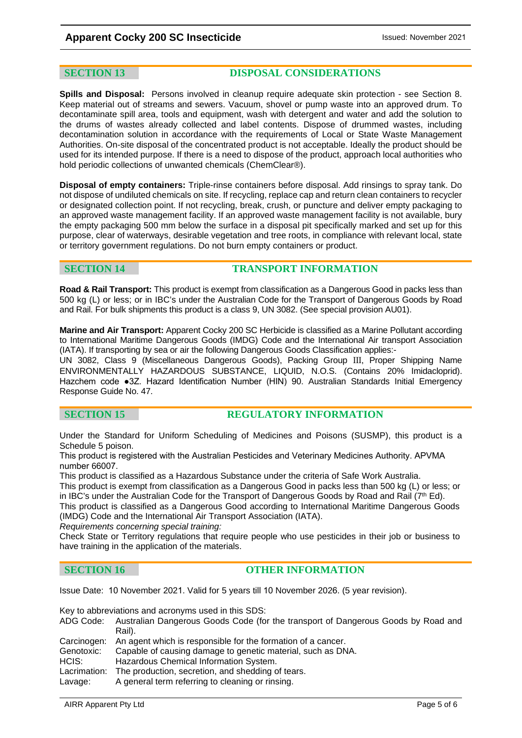## SECTION 13 DISPOSAL CONSIDERATIONS

**Spills and Disposal:** Persons involved in cleanup require adequate skin protection - see Section 8. Keep material out of streams and sewers. Vacuum, shovel or pump waste into an approved drum. To decontaminate spill area, tools and equipment, wash with detergent and water and add the solution to the drums of wastes already collected and label contents. Dispose of drummed wastes, including decontamination solution in accordance with the requirements of Local or State Waste Management Authorities. On-site disposal of the concentrated product is not acceptable. Ideally the product should be used for its intended purpose. If there is a need to dispose of the product, approach local authorities who hold periodic collections of unwanted chemicals (ChemClear®).

**Disposal of empty containers:** Triple-rinse containers before disposal. Add rinsings to spray tank. Do not dispose of undiluted chemicals on site. If recycling, replace cap and return clean containers to recycler or designated collection point. If not recycling, break, crush, or puncture and deliver empty packaging to an approved waste management facility. If an approved waste management facility is not available, bury the empty packaging 500 mm below the surface in a disposal pit specifically marked and set up for this purpose, clear of waterways, desirable vegetation and tree roots, in compliance with relevant local, state or territory government regulations. Do not burn empty containers or product.

## SECTION 14 TRANSPORT INFORMATION

**Road & Rail Transport:** This product is exempt from classification as a Dangerous Good in packs less than 500 kg (L) or less; or in IBC's under the Australian Code for the Transport of Dangerous Goods by Road and Rail. For bulk shipments this product is a class 9, UN 3082. (See special provision AU01).

**Marine and Air Transport:** Apparent Cocky 200 SC Herbicide is classified as a Marine Pollutant according to International Maritime Dangerous Goods (IMDG) Code and the International Air transport Association (IATA). If transporting by sea or air the following Dangerous Goods Classification applies:-
UN 3082, Class 9 (Miscellaneous Dangerous Goods), Packing Group III, Proper Shipping Name ENVIRONMENTALLY HAZARDOUS SUBSTANCE, LIQUID, N.O.S. (Contains 20% Imidacloprid). Hazchem code ●3Z. Hazard Identification Number (HIN) 90. Australian Standards Initial Emergency Response Guide No. 47.

## SECTION 15 REGULATORY INFORMATION

Under the Standard for Uniform Scheduling of Medicines and Poisons (SUSMP), this product is a Schedule 5 poison.
This product is registered with the Australian Pesticides and Veterinary Medicines Authority. APVMA number 66007.
This product is classified as a Hazardous Substance under the criteria of Safe Work Australia.
This product is exempt from classification as a Dangerous Good in packs less than 500 kg (L) or less; or in IBC's under the Australian Code for the Transport of Dangerous Goods by Road and Rail (7th Ed).
This product is classified as a Dangerous Good according to International Maritime Dangerous Goods (IMDG) Code and the International Air Transport Association (IATA).
*Requirements concerning special training:*
Check State or Territory regulations that require people who use pesticides in their job or business to have training in the application of the materials.

## SECTION 16 OTHER INFORMATION

Issue Date: 10 November 2021. Valid for 5 years till 10 November 2026. (5 year revision).

Key to abbreviations and acronyms used in this SDS:

| | |
|---|---|
| ADG Code: | Australian Dangerous Goods Code (for the transport of Dangerous Goods by Road and Rail). |
| Carcinogen: | An agent which is responsible for the formation of a cancer. |
| Genotoxic: | Capable of causing damage to genetic material, such as DNA. |
| HCIS: | Hazardous Chemical Information System. |
| Lacrimation: | The production, secretion, and shedding of tears. |
| Lavage: | A general term referring to cleaning or rinsing. |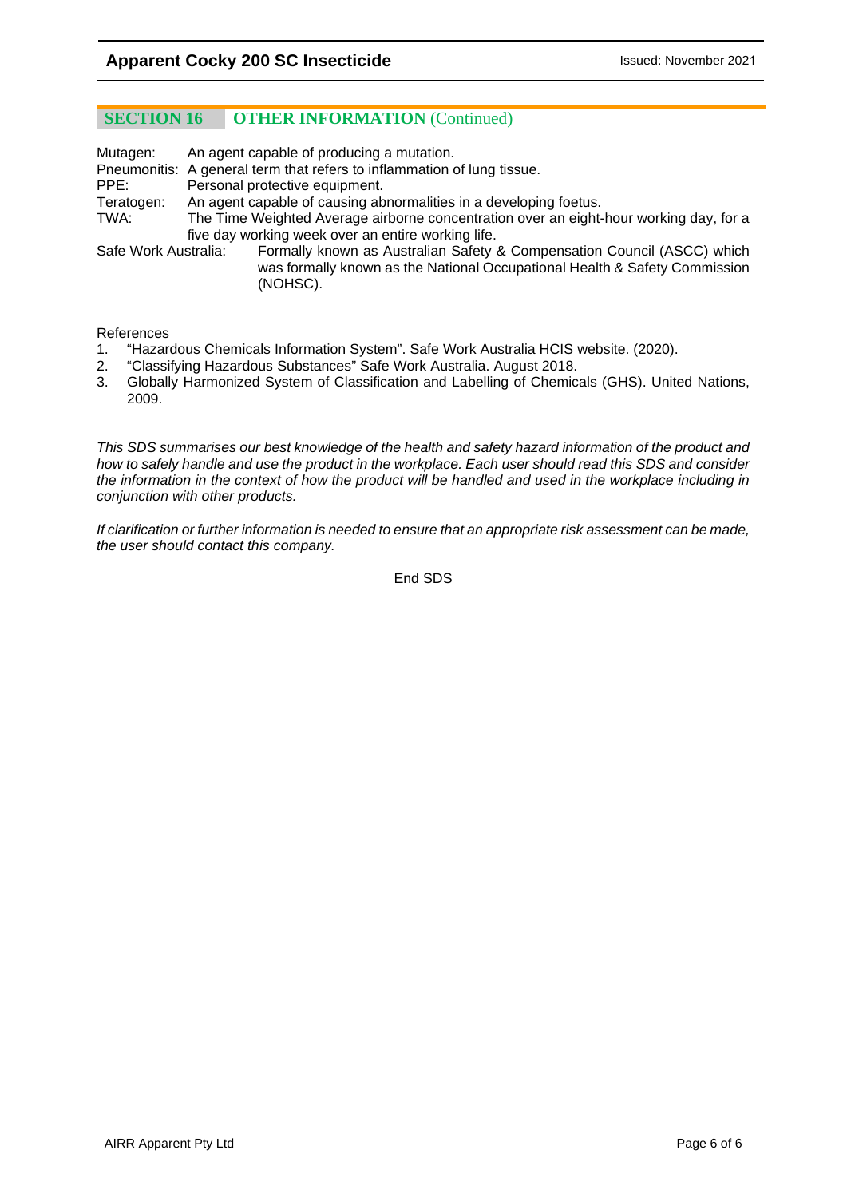## SECTION 16 OTHER INFORMATION (Continued)

Mutagen: An agent capable of producing a mutation.
Pneumonitis: A general term that refers to inflammation of lung tissue.
PPE: Personal protective equipment.
Teratogen: An agent capable of causing abnormalities in a developing foetus.
TWA: The Time Weighted Average airborne concentration over an eight-hour working day, for a five day working week over an entire working life.
Safe Work Australia: Formally known as Australian Safety & Compensation Council (ASCC) which was formally known as the National Occupational Health & Safety Commission (NOHSC).

References

1. "Hazardous Chemicals Information System". Safe Work Australia HCIS website. (2020).
2. "Classifying Hazardous Substances" Safe Work Australia. August 2018.
3. Globally Harmonized System of Classification and Labelling of Chemicals (GHS). United Nations, 2009.

*This SDS summarises our best knowledge of the health and safety hazard information of the product and how to safely handle and use the product in the workplace. Each user should read this SDS and consider the information in the context of how the product will be handled and used in the workplace including in conjunction with other products.*

*If clarification or further information is needed to ensure that an appropriate risk assessment can be made, the user should contact this company.*

End SDS